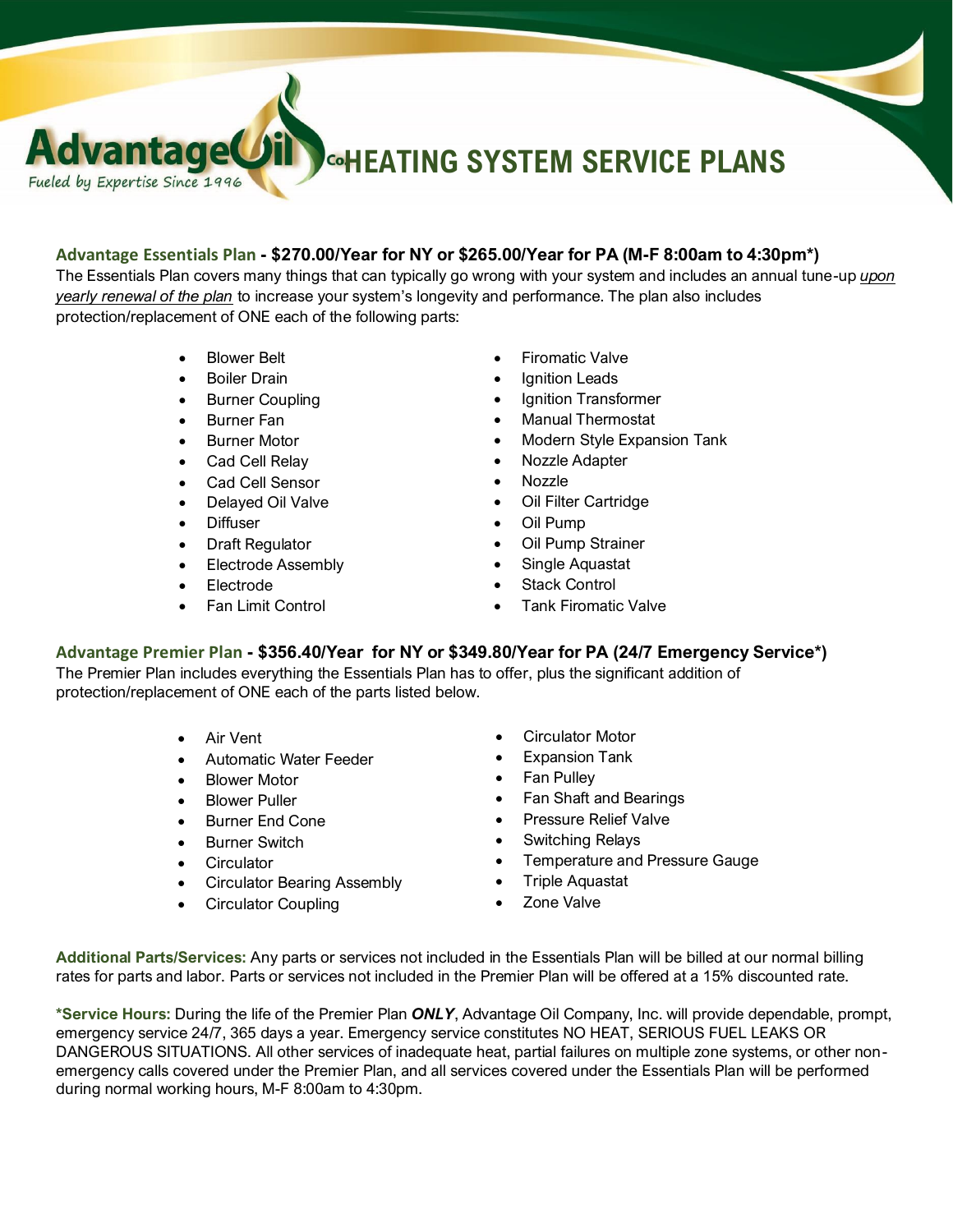# Advantage Oil Co. HEATING SYSTEM SERVICE PLANS

Fueled by Expertise Since 1996

## Advantage Essentials Plan - $270.00/Year for NY or $265.00/Year for PA (M-F 8:00am to 4:30pm*)

The Essentials Plan covers many things that can typically go wrong with your system and includes an annual tune-up *upon yearly renewal of the plan* to increase your system's longevity and performance. The plan also includes protection/replacement of ONE each of the following parts:

- Blower Belt
- Boiler Drain
- Burner Coupling
- Burner Fan
- Burner Motor
- Cad Cell Relay
- Cad Cell Sensor
- Delayed Oil Valve
- Diffuser
- Draft Regulator
- Electrode Assembly
- Electrode
- Fan Limit Control
- Firomatic Valve
- Ignition Leads
- Ignition Transformer
- Manual Thermostat
- Modern Style Expansion Tank
- Nozzle Adapter
- Nozzle
- Oil Filter Cartridge
- Oil Pump
- Oil Pump Strainer
- Single Aquastat
- Stack Control
- Tank Firomatic Valve

## Advantage Premier Plan - $356.40/Year for NY or $349.80/Year for PA (24/7 Emergency Service*)

The Premier Plan includes everything the Essentials Plan has to offer, plus the significant addition of protection/replacement of ONE each of the parts listed below.

- Air Vent
- Automatic Water Feeder
- Blower Motor
- Blower Puller
- Burner End Cone
- Burner Switch
- Circulator
- Circulator Bearing Assembly
- Circulator Coupling
- Circulator Motor
- Expansion Tank
- Fan Pulley
- Fan Shaft and Bearings
- Pressure Relief Valve
- Switching Relays
- Temperature and Pressure Gauge
- Triple Aquastat
- Zone Valve

**Additional Parts/Services:** Any parts or services not included in the Essentials Plan will be billed at our normal billing rates for parts and labor. Parts or services not included in the Premier Plan will be offered at a 15% discounted rate.

***Service Hours:** During the life of the Premier Plan ***ONLY***, Advantage Oil Company, Inc. will provide dependable, prompt, emergency service 24/7, 365 days a year. Emergency service constitutes NO HEAT, SERIOUS FUEL LEAKS OR DANGEROUS SITUATIONS. All other services of inadequate heat, partial failures on multiple zone systems, or other non-emergency calls covered under the Premier Plan, and all services covered under the Essentials Plan will be performed during normal working hours, M-F 8:00am to 4:30pm.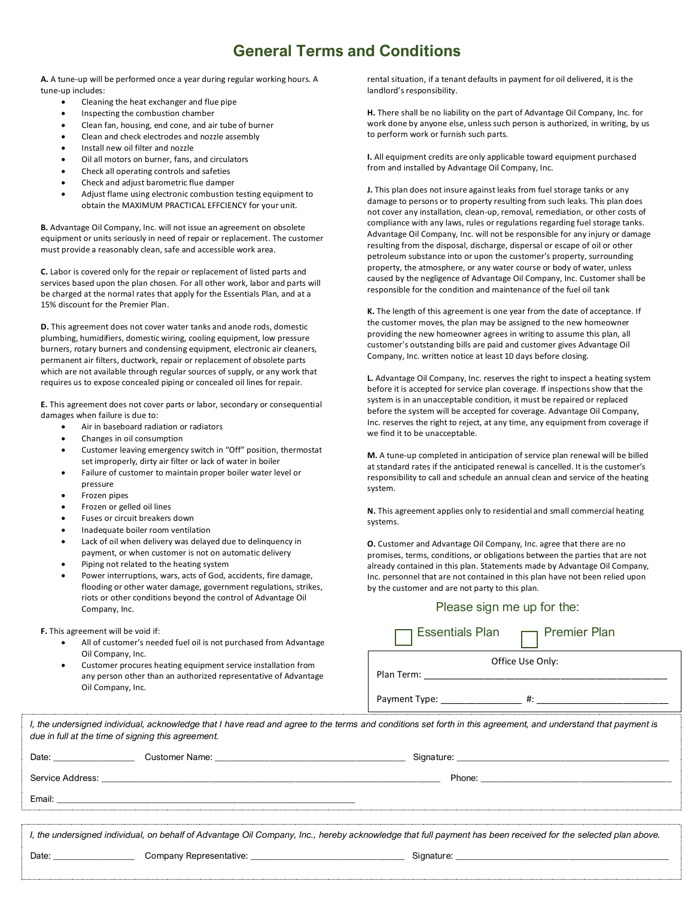# General Terms and Conditions

**A.** A tune-up will be performed once a year during regular working hours. A tune-up includes:

- Cleaning the heat exchanger and flue pipe
- Inspecting the combustion chamber
- Clean fan, housing, end cone, and air tube of burner
- Clean and check electrodes and nozzle assembly
- Install new oil filter and nozzle
- Oil all motors on burner, fans, and circulators
- Check all operating controls and safeties
- Check and adjust barometric flue damper
- Adjust flame using electronic combustion testing equipment to obtain the MAXIMUM PRACTICAL EFFCIENCY for your unit.

**B.** Advantage Oil Company, Inc. will not issue an agreement on obsolete equipment or units seriously in need of repair or replacement. The customer must provide a reasonably clean, safe and accessible work area.

**C.** Labor is covered only for the repair or replacement of listed parts and services based upon the plan chosen. For all other work, labor and parts will be charged at the normal rates that apply for the Essentials Plan, and at a 15% discount for the Premier Plan.

**D.** This agreement does not cover water tanks and anode rods, domestic plumbing, humidifiers, domestic wiring, cooling equipment, low pressure burners, rotary burners and condensing equipment, electronic air cleaners, permanent air filters, ductwork, repair or replacement of obsolete parts which are not available through regular sources of supply, or any work that requires us to expose concealed piping or concealed oil lines for repair.

**E.** This agreement does not cover parts or labor, secondary or consequential damages when failure is due to:

- Air in baseboard radiation or radiators
- Changes in oil consumption
- Customer leaving emergency switch in "Off" position, thermostat set improperly, dirty air filter or lack of water in boiler
- Failure of customer to maintain proper boiler water level or pressure
- Frozen pipes
- Frozen or gelled oil lines
- Fuses or circuit breakers down
- Inadequate boiler room ventilation
- Lack of oil when delivery was delayed due to delinquency in payment, or when customer is not on automatic delivery
- Piping not related to the heating system
- Power interruptions, wars, acts of God, accidents, fire damage, flooding or other water damage, government regulations, strikes, riots or other conditions beyond the control of Advantage Oil Company, Inc.

**F.** This agreement will be void if:

- All of customer's needed fuel oil is not purchased from Advantage Oil Company, Inc.
- Customer procures heating equipment service installation from any person other than an authorized representative of Advantage Oil Company, Inc.

rental situation, if a tenant defaults in payment for oil delivered, it is the landlord's responsibility.

**H.** There shall be no liability on the part of Advantage Oil Company, Inc. for work done by anyone else, unless such person is authorized, in writing, by us to perform work or furnish such parts.

**I.** All equipment credits are only applicable toward equipment purchased from and installed by Advantage Oil Company, Inc.

**J.** This plan does not insure against leaks from fuel storage tanks or any damage to persons or to property resulting from such leaks. This plan does not cover any installation, clean-up, removal, remediation, or other costs of compliance with any laws, rules or regulations regarding fuel storage tanks. Advantage Oil Company, Inc. will not be responsible for any injury or damage resulting from the disposal, discharge, dispersal or escape of oil or other petroleum substance into or upon the customer's property, surrounding property, the atmosphere, or any water course or body of water, unless caused by the negligence of Advantage Oil Company, Inc. Customer shall be responsible for the condition and maintenance of the fuel oil tank

**K.** The length of this agreement is one year from the date of acceptance. If the customer moves, the plan may be assigned to the new homeowner providing the new homeowner agrees in writing to assume this plan, all customer's outstanding bills are paid and customer gives Advantage Oil Company, Inc. written notice at least 10 days before closing.

**L.** Advantage Oil Company, Inc. reserves the right to inspect a heating system before it is accepted for service plan coverage. If inspections show that the system is in an unacceptable condition, it must be repaired or replaced before the system will be accepted for coverage. Advantage Oil Company, Inc. reserves the right to reject, at any time, any equipment from coverage if we find it to be unacceptable.

**M.** A tune-up completed in anticipation of service plan renewal will be billed at standard rates if the anticipated renewal is cancelled. It is the customer's responsibility to call and schedule an annual clean and service of the heating system.

**N.** This agreement applies only to residential and small commercial heating systems.

**O.** Customer and Advantage Oil Company, Inc. agree that there are no promises, terms, conditions, or obligations between the parties that are not already contained in this plan. Statements made by Advantage Oil Company, Inc. personnel that are not contained in this plan have not been relied upon by the customer and are not party to this plan.

Please sign me up for the:

☐ Essentials Plan ☐ Premier Plan

Office Use Only:

Plan Term: ______________________________

Payment Type: ______________ #: ______________

*I, the undersigned individual, acknowledge that I have read and agree to the terms and conditions set forth in this agreement, and understand that payment is due in full at the time of signing this agreement.*

Date: ______________ Customer Name: ______________________________ Signature: ______________________________

Service Address: ____________________________________________ Phone: ______________________________

Email: ____________________________________________

*I, the undersigned individual, on behalf of Advantage Oil Company, Inc., hereby acknowledge that full payment has been received for the selected plan above.*

Date: ______________ Company Representative: ______________________________ Signature: ______________________________